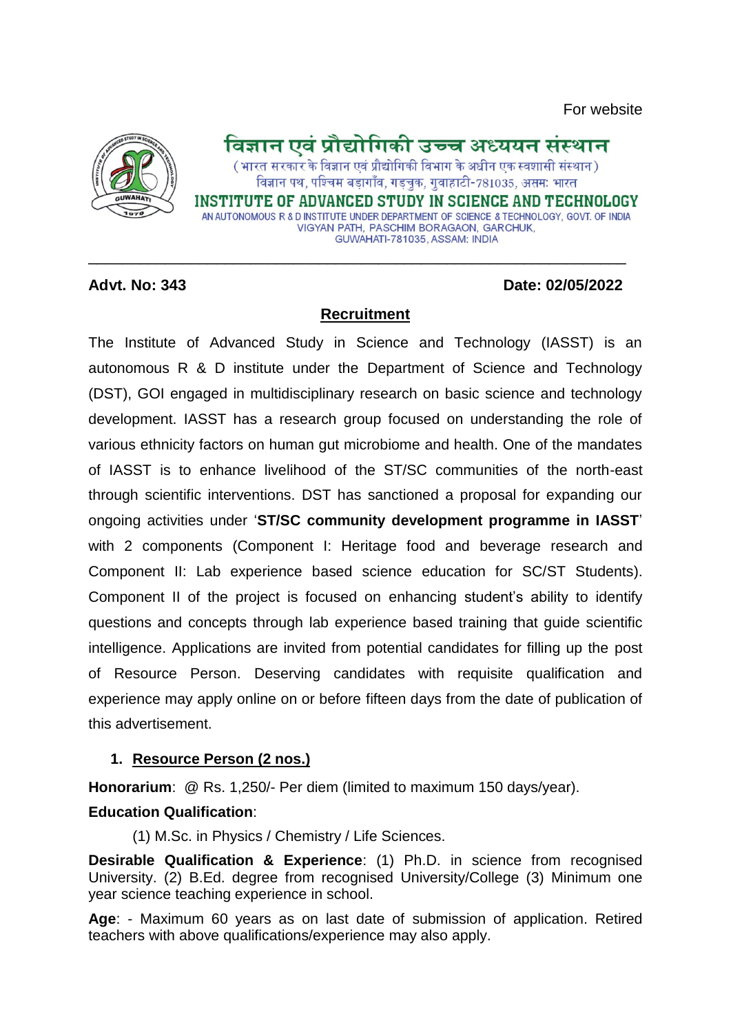For website

विज्ञान एवं प्रौद्योगिकी उच्च अध्ययन संस्थान

(भारत सरकार के विज्ञान एवं प्रौद्योगिकी विभाग के अधीन एक स्वशासी संस्थान)

विज्ञान पथ, पश्चिम बड़ागाँव, गड़चुक, गुवाहाटी-781035, असम: भारत

# INSTITUTE OF ADVANCED STUDY IN SCIENCE AND TECHNOLOGY

AN AUTONOMOUS R & D INSTITUTE UNDER DEPARTMENT OF SCIENCE & TECHNOLOGY, GOVT. OF INDIA
VIGYAN PATH, PASCHIM BORAGAON, GARCHUK,
GUWAHATI-781035, ASSAM: INDIA

---

**Advt. No: 343** **Date: 02/05/2022**

## Recruitment

The Institute of Advanced Study in Science and Technology (IASST) is an autonomous R & D institute under the Department of Science and Technology (DST), GOI engaged in multidisciplinary research on basic science and technology development. IASST has a research group focused on understanding the role of various ethnicity factors on human gut microbiome and health. One of the mandates of IASST is to enhance livelihood of the ST/SC communities of the north-east through scientific interventions. DST has sanctioned a proposal for expanding our ongoing activities under '**ST/SC community development programme in IASST**' with 2 components (Component I: Heritage food and beverage research and Component II: Lab experience based science education for SC/ST Students). Component II of the project is focused on enhancing student's ability to identify questions and concepts through lab experience based training that guide scientific intelligence. Applications are invited from potential candidates for filling up the post of Resource Person. Deserving candidates with requisite qualification and experience may apply online on or before fifteen days from the date of publication of this advertisement.

### 1. Resource Person (2 nos.)

**Honorarium**: @ Rs. 1,250/- Per diem (limited to maximum 150 days/year).

**Education Qualification**:

(1) M.Sc. in Physics / Chemistry / Life Sciences.

**Desirable Qualification & Experience**: (1) Ph.D. in science from recognised University. (2) B.Ed. degree from recognised University/College (3) Minimum one year science teaching experience in school.

**Age**: - Maximum 60 years as on last date of submission of application. Retired teachers with above qualifications/experience may also apply.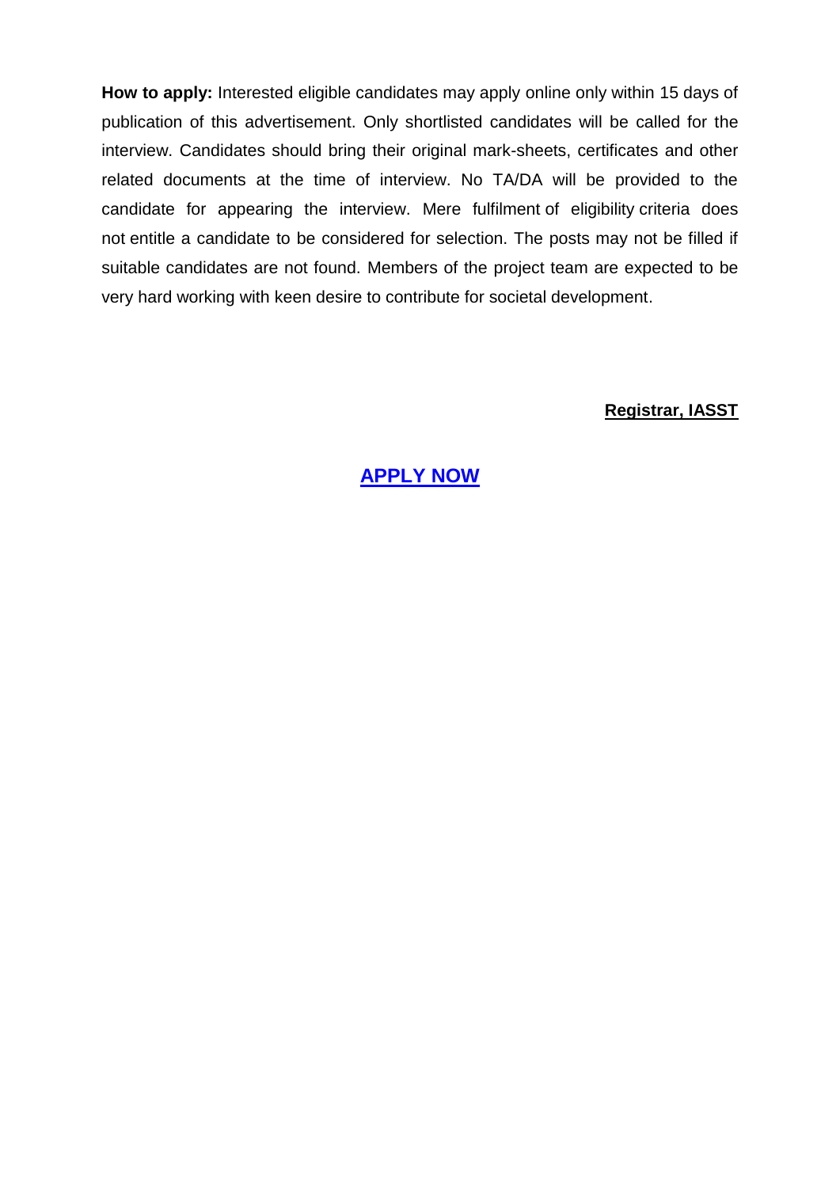**How to apply:** Interested eligible candidates may apply online only within 15 days of publication of this advertisement. Only shortlisted candidates will be called for the interview. Candidates should bring their original mark-sheets, certificates and other related documents at the time of interview. No TA/DA will be provided to the candidate for appearing the interview. Mere fulfilment of eligibility criteria does not entitle a candidate to be considered for selection. The posts may not be filled if suitable candidates are not found. Members of the project team are expected to be very hard working with keen desire to contribute for societal development.

**Registrar, IASST**

**APPLY NOW**